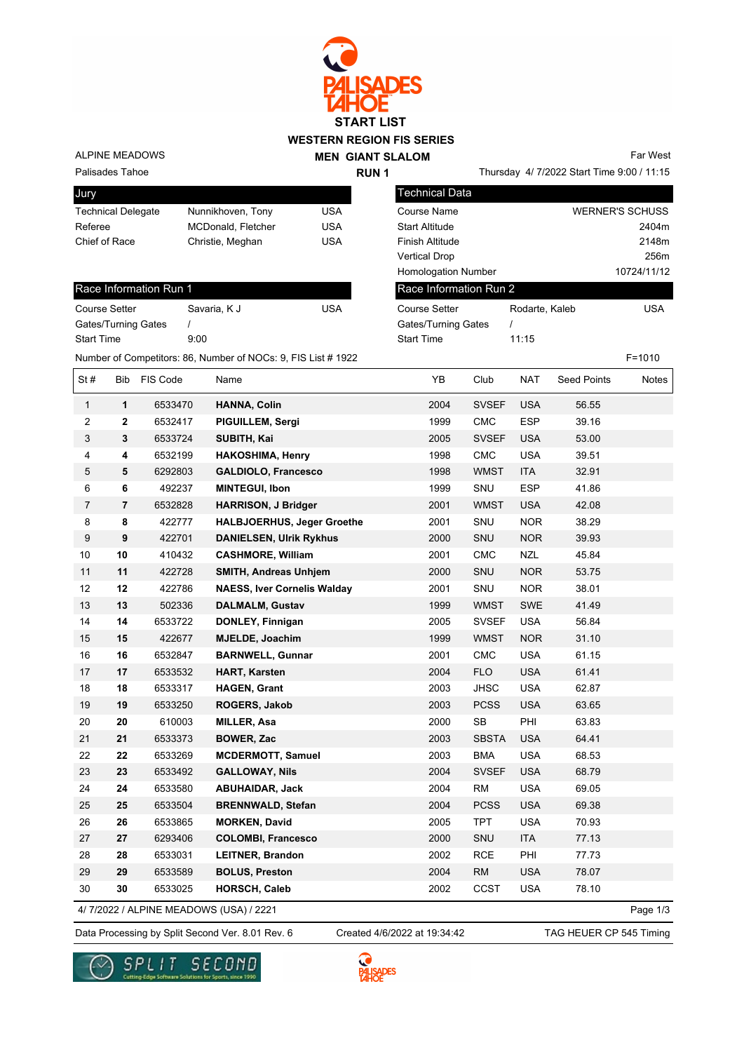# START LIST

## WESTERN REGION FIS SERIES

## MEN GIANT SLALOM

### RUN 1

ALPINE MEADOWS
Palisades Tahoe

Far West
Thursday 4/ 7/2022 Start Time 9:00 / 11:15

| Jury | | |
|---|---|---|
| Technical Delegate | Nunnikhoven, Tony | USA |
| Referee | MCDonald, Fletcher | USA |
| Chief of Race | Christie, Meghan | USA |

| Technical Data | |
|---|---|
| Course Name | WERNER'S SCHUSS |
| Start Altitude | 2404m |
| Finish Altitude | 2148m |
| Vertical Drop | 256m |
| Homologation Number | 10724/11/12 |

| Race Information Run 1 | | |
|---|---|---|
| Course Setter | Savaria, K J | USA |
| Gates/Turning Gates | / | |
| Start Time | 9:00 | |

| Race Information Run 2 | | |
|---|---|---|
| Course Setter | Rodarte, Kaleb | USA |
| Gates/Turning Gates | / | |
| Start Time | 11:15 | |

Number of Competitors: 86, Number of NOCs: 9, FIS List # 1922

F=1010

| St # | Bib | FIS Code | Name | YB | Club | NAT | Seed Points | Notes |
|---|---|---|---|---|---|---|---|---|
| 1 | **1** | 6533470 | **HANNA, Colin** | 2004 | SVSEF | USA | 56.55 | |
| 2 | **2** | 6532417 | **PIGUILLEM, Sergi** | 1999 | CMC | ESP | 39.16 | |
| 3 | **3** | 6533724 | **SUBITH, Kai** | 2005 | SVSEF | USA | 53.00 | |
| 4 | **4** | 6532199 | **HAKOSHIMA, Henry** | 1998 | CMC | USA | 39.51 | |
| 5 | **5** | 6292803 | **GALDIOLO, Francesco** | 1998 | WMST | ITA | 32.91 | |
| 6 | **6** | 492237 | **MINTEGUI, Ibon** | 1999 | SNU | ESP | 41.86 | |
| 7 | **7** | 6532828 | **HARRISON, J Bridger** | 2001 | WMST | USA | 42.08 | |
| 8 | **8** | 422777 | **HALBJOERHUS, Jeger Groethe** | 2001 | SNU | NOR | 38.29 | |
| 9 | **9** | 422701 | **DANIELSEN, Ulrik Rykhus** | 2000 | SNU | NOR | 39.93 | |
| 10 | **10** | 410432 | **CASHMORE, William** | 2001 | CMC | NZL | 45.84 | |
| 11 | **11** | 422728 | **SMITH, Andreas Unhjem** | 2000 | SNU | NOR | 53.75 | |
| 12 | **12** | 422786 | **NAESS, Iver Cornelis Walday** | 2001 | SNU | NOR | 38.01 | |
| 13 | **13** | 502336 | **DALMALM, Gustav** | 1999 | WMST | SWE | 41.49 | |
| 14 | **14** | 6533722 | **DONLEY, Finnigan** | 2005 | SVSEF | USA | 56.84 | |
| 15 | **15** | 422677 | **MJELDE, Joachim** | 1999 | WMST | NOR | 31.10 | |
| 16 | **16** | 6532847 | **BARNWELL, Gunnar** | 2001 | CMC | USA | 61.15 | |
| 17 | **17** | 6533532 | **HART, Karsten** | 2004 | FLO | USA | 61.41 | |
| 18 | **18** | 6533317 | **HAGEN, Grant** | 2003 | JHSC | USA | 62.87 | |
| 19 | **19** | 6533250 | **ROGERS, Jakob** | 2003 | PCSS | USA | 63.65 | |
| 20 | **20** | 610003 | **MILLER, Asa** | 2000 | SB | PHI | 63.83 | |
| 21 | **21** | 6533373 | **BOWER, Zac** | 2003 | SBSTA | USA | 64.41 | |
| 22 | **22** | 6533269 | **MCDERMOTT, Samuel** | 2003 | BMA | USA | 68.53 | |
| 23 | **23** | 6533492 | **GALLOWAY, Nils** | 2004 | SVSEF | USA | 68.79 | |
| 24 | **24** | 6533580 | **ABUHAIDAR, Jack** | 2004 | RM | USA | 69.05 | |
| 25 | **25** | 6533504 | **BRENNWALD, Stefan** | 2004 | PCSS | USA | 69.38 | |
| 26 | **26** | 6533865 | **MORKEN, David** | 2005 | TPT | USA | 70.93 | |
| 27 | **27** | 6293406 | **COLOMBI, Francesco** | 2000 | SNU | ITA | 77.13 | |
| 28 | **28** | 6533031 | **LEITNER, Brandon** | 2002 | RCE | PHI | 77.73 | |
| 29 | **29** | 6533589 | **BOLUS, Preston** | 2004 | RM | USA | 78.07 | |
| 30 | **30** | 6533025 | **HORSCH, Caleb** | 2002 | CCST | USA | 78.10 | |

4/ 7/2022 / ALPINE MEADOWS (USA) / 2221

Data Processing by Split Second Ver. 8.01 Rev. 6 | Created 4/6/2022 at 19:34:42 | TAG HEUER CP 545 Timing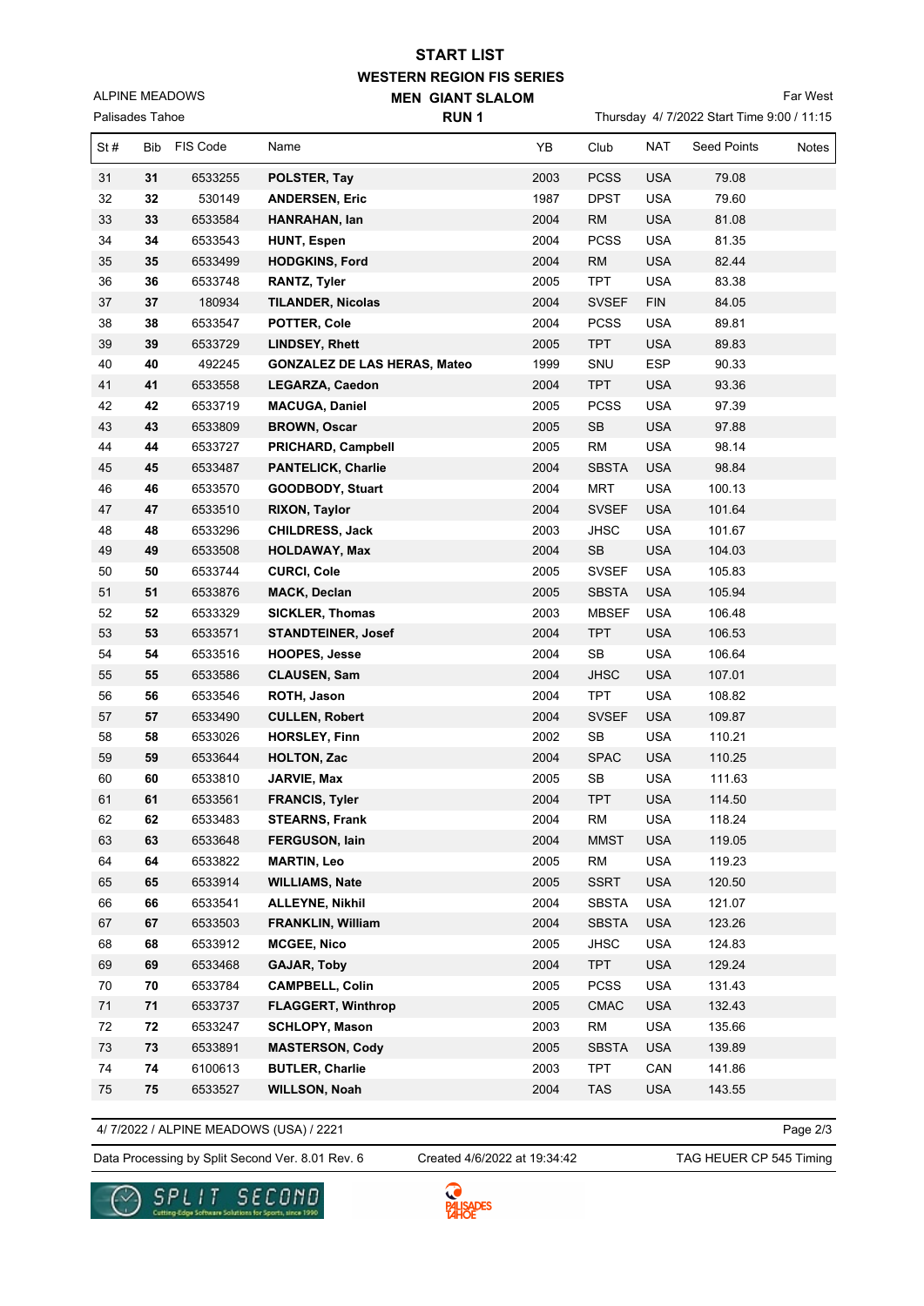# START LIST
## WESTERN REGION FIS SERIES
## MEN GIANT SLALOM
### RUN 1

ALPINE MEADOWS
Palisades Tahoe

Far West
Thursday 4/ 7/2022 Start Time 9:00 / 11:15

| St # | Bib | FIS Code | Name | YB | Club | NAT | Seed Points | Notes |
|---|---|---|---|---|---|---|---|---|
| 31 | **31** | 6533255 | **POLSTER, Tay** | 2003 | PCSS | USA | 79.08 | |
| 32 | **32** | 530149 | **ANDERSEN, Eric** | 1987 | DPST | USA | 79.60 | |
| 33 | **33** | 6533584 | **HANRAHAN, Ian** | 2004 | RM | USA | 81.08 | |
| 34 | **34** | 6533543 | **HUNT, Espen** | 2004 | PCSS | USA | 81.35 | |
| 35 | **35** | 6533499 | **HODGKINS, Ford** | 2004 | RM | USA | 82.44 | |
| 36 | **36** | 6533748 | **RANTZ, Tyler** | 2005 | TPT | USA | 83.38 | |
| 37 | **37** | 180934 | **TILANDER, Nicolas** | 2004 | SVSEF | FIN | 84.05 | |
| 38 | **38** | 6533547 | **POTTER, Cole** | 2004 | PCSS | USA | 89.81 | |
| 39 | **39** | 6533729 | **LINDSEY, Rhett** | 2005 | TPT | USA | 89.83 | |
| 40 | **40** | 492245 | **GONZALEZ DE LAS HERAS, Mateo** | 1999 | SNU | ESP | 90.33 | |
| 41 | **41** | 6533558 | **LEGARZA, Caedon** | 2004 | TPT | USA | 93.36 | |
| 42 | **42** | 6533719 | **MACUGA, Daniel** | 2005 | PCSS | USA | 97.39 | |
| 43 | **43** | 6533809 | **BROWN, Oscar** | 2005 | SB | USA | 97.88 | |
| 44 | **44** | 6533727 | **PRICHARD, Campbell** | 2005 | RM | USA | 98.14 | |
| 45 | **45** | 6533487 | **PANTELICK, Charlie** | 2004 | SBSTA | USA | 98.84 | |
| 46 | **46** | 6533570 | **GOODBODY, Stuart** | 2004 | MRT | USA | 100.13 | |
| 47 | **47** | 6533510 | **RIXON, Taylor** | 2004 | SVSEF | USA | 101.64 | |
| 48 | **48** | 6533296 | **CHILDRESS, Jack** | 2003 | JHSC | USA | 101.67 | |
| 49 | **49** | 6533508 | **HOLDAWAY, Max** | 2004 | SB | USA | 104.03 | |
| 50 | **50** | 6533744 | **CURCI, Cole** | 2005 | SVSEF | USA | 105.83 | |
| 51 | **51** | 6533876 | **MACK, Declan** | 2005 | SBSTA | USA | 105.94 | |
| 52 | **52** | 6533329 | **SICKLER, Thomas** | 2003 | MBSEF | USA | 106.48 | |
| 53 | **53** | 6533571 | **STANDTEINER, Josef** | 2004 | TPT | USA | 106.53 | |
| 54 | **54** | 6533516 | **HOOPES, Jesse** | 2004 | SB | USA | 106.64 | |
| 55 | **55** | 6533586 | **CLAUSEN, Sam** | 2004 | JHSC | USA | 107.01 | |
| 56 | **56** | 6533546 | **ROTH, Jason** | 2004 | TPT | USA | 108.82 | |
| 57 | **57** | 6533490 | **CULLEN, Robert** | 2004 | SVSEF | USA | 109.87 | |
| 58 | **58** | 6533026 | **HORSLEY, Finn** | 2002 | SB | USA | 110.21 | |
| 59 | **59** | 6533644 | **HOLTON, Zac** | 2004 | SPAC | USA | 110.25 | |
| 60 | **60** | 6533810 | **JARVIE, Max** | 2005 | SB | USA | 111.63 | |
| 61 | **61** | 6533561 | **FRANCIS, Tyler** | 2004 | TPT | USA | 114.50 | |
| 62 | **62** | 6533483 | **STEARNS, Frank** | 2004 | RM | USA | 118.24 | |
| 63 | **63** | 6533648 | **FERGUSON, Iain** | 2004 | MMST | USA | 119.05 | |
| 64 | **64** | 6533822 | **MARTIN, Leo** | 2005 | RM | USA | 119.23 | |
| 65 | **65** | 6533914 | **WILLIAMS, Nate** | 2005 | SSRT | USA | 120.50 | |
| 66 | **66** | 6533541 | **ALLEYNE, Nikhil** | 2004 | SBSTA | USA | 121.07 | |
| 67 | **67** | 6533503 | **FRANKLIN, William** | 2004 | SBSTA | USA | 123.26 | |
| 68 | **68** | 6533912 | **MCGEE, Nico** | 2005 | JHSC | USA | 124.83 | |
| 69 | **69** | 6533468 | **GAJAR, Toby** | 2004 | TPT | USA | 129.24 | |
| 70 | **70** | 6533784 | **CAMPBELL, Colin** | 2005 | PCSS | USA | 131.43 | |
| 71 | **71** | 6533737 | **FLAGGERT, Winthrop** | 2005 | CMAC | USA | 132.43 | |
| 72 | **72** | 6533247 | **SCHLOPY, Mason** | 2003 | RM | USA | 135.66 | |
| 73 | **73** | 6533891 | **MASTERSON, Cody** | 2005 | SBSTA | USA | 139.89 | |
| 74 | **74** | 6100613 | **BUTLER, Charlie** | 2003 | TPT | CAN | 141.86 | |
| 75 | **75** | 6533527 | **WILLSON, Noah** | 2004 | TAS | USA | 143.55 | |

4/ 7/2022 / ALPINE MEADOWS (USA) / 2221

Data Processing by Split Second Ver. 8.01 Rev. 6 | Created 4/6/2022 at 19:34:42 | TAG HEUER CP 545 Timing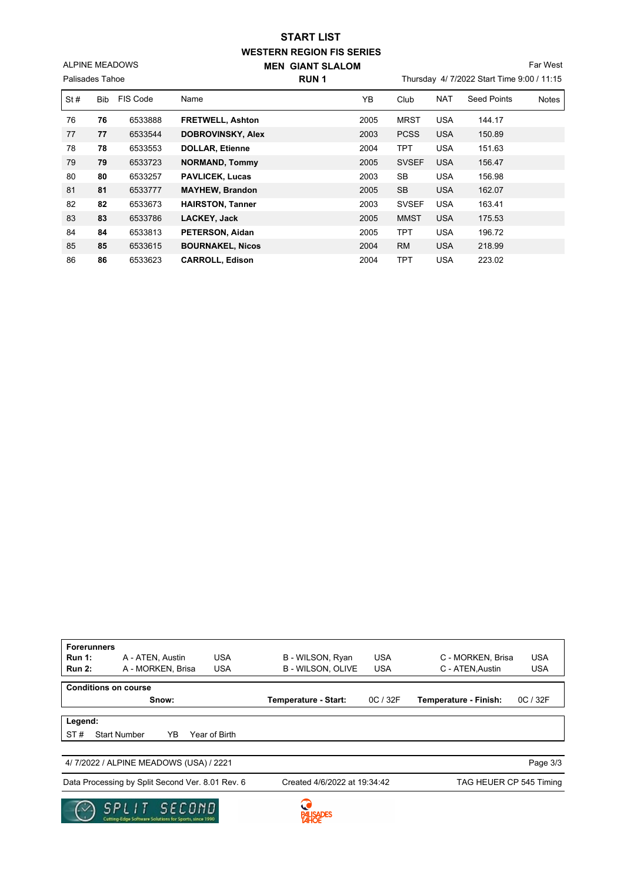# START LIST

## WESTERN REGION FIS SERIES

ALPINE MEADOWS

Palisades Tahoe

### MEN GIANT SLALOM

### RUN 1

Far West

Thursday 4/ 7/2022 Start Time 9:00 / 11:15

| St # | Bib | FIS Code | Name | YB | Club | NAT | Seed Points | Notes |
|---|---|---|---|---|---|---|---|---|
| 76 | **76** | 6533888 | **FRETWELL, Ashton** | 2005 | MRST | USA | 144.17 | |
| 77 | **77** | 6533544 | **DOBROVINSKY, Alex** | 2003 | PCSS | USA | 150.89 | |
| 78 | **78** | 6533553 | **DOLLAR, Etienne** | 2004 | TPT | USA | 151.63 | |
| 79 | **79** | 6533723 | **NORMAND, Tommy** | 2005 | SVSEF | USA | 156.47 | |
| 80 | **80** | 6533257 | **PAVLICEK, Lucas** | 2003 | SB | USA | 156.98 | |
| 81 | **81** | 6533777 | **MAYHEW, Brandon** | 2005 | SB | USA | 162.07 | |
| 82 | **82** | 6533673 | **HAIRSTON, Tanner** | 2003 | SVSEF | USA | 163.41 | |
| 83 | **83** | 6533786 | **LACKEY, Jack** | 2005 | MMST | USA | 175.53 | |
| 84 | **84** | 6533813 | **PETERSON, Aidan** | 2005 | TPT | USA | 196.72 | |
| 85 | **85** | 6533615 | **BOURNAKEL, Nicos** | 2004 | RM | USA | 218.99 | |
| 86 | **86** | 6533623 | **CARROLL, Edison** | 2004 | TPT | USA | 223.02 | |

| **Forerunners** | | | | | | |
|---|---|---|---|---|---|---|
| **Run 1:** | A - ATEN, Austin | USA | B - WILSON, Ryan | USA | C - MORKEN, Brisa | USA |
| **Run 2:** | A - MORKEN, Brisa | USA | B - WILSON, OLIVE | USA | C - ATEN,Austin | USA |

**Conditions on course**

**Snow:** | **Temperature - Start:** 0C / 32F | **Temperature - Finish:** 0C / 32F

**Legend:**

ST # Start Number YB Year of Birth

4/ 7/2022 / ALPINE MEADOWS (USA) / 2221

Data Processing by Split Second Ver. 8.01 Rev. 6 — Created 4/6/2022 at 19:34:42 — TAG HEUER CP 545 Timing